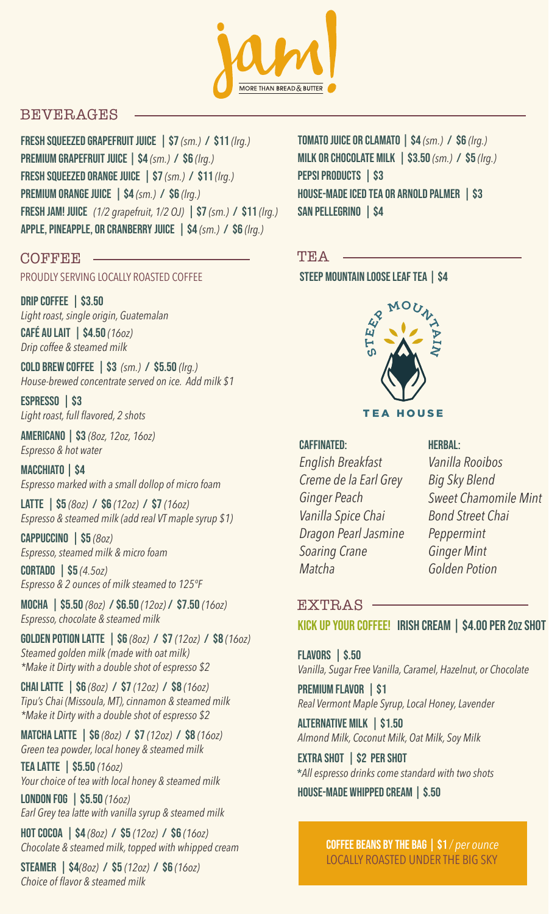# jam!

MORE THAN BREAD & BUTTER

## BEVERAGES

**FRESH SQUEEZED GRAPEFRUIT JUICE | $7** *(sm.)* **/ $11** *(lrg.)*
**PREMIUM GRAPEFRUIT JUICE | $4** *(sm.)* **/ $6** *(lrg.)*
**FRESH SQUEEZED ORANGE JUICE | $7** *(sm.)* **/ $11** *(lrg.)*
**PREMIUM ORANGE JUICE | $4** *(sm.)* **/ $6** *(lrg.)*
**FRESH JAM! JUICE** *(1/2 grapefruit, 1/2 OJ)* **| $7** *(sm.)* **/ $11** *(lrg.)*
**APPLE, PINEAPPLE, OR CRANBERRY JUICE | $4** *(sm.)* **/ $6** *(lrg.)*
**TOMATO JUICE OR CLAMATO | $4** *(sm.)* **/ $6** *(lrg.)*
**MILK OR CHOCOLATE MILK | $3.50** *(sm.)* **/ $5** *(lrg.)*
**PEPSI PRODUCTS | $3**
**HOUSE-MADE ICED TEA OR ARNOLD PALMER | $3**
**SAN PELLEGRINO | $4**

## COFFEE

PROUDLY SERVING LOCALLY ROASTED COFFEE

**DRIP COFFEE | $3.50**
*Light roast, single origin, Guatemalan*

**CAFÉ AU LAIT | $4.50** *(16oz)*
*Drip coffee & steamed milk*

**COLD BREW COFFEE | $3** *(sm.)* **/ $5.50** *(lrg.)*
*House-brewed concentrate served on ice. Add milk $1*

**ESPRESSO | $3**
*Light roast, full flavored, 2 shots*

**AMERICANO | $3** *(8oz, 12oz, 16oz)*
*Espresso & hot water*

**MACCHIATO | $4**
*Espresso marked with a small dollop of micro foam*

**LATTE | $5** *(8oz)* **/ $6** *(12oz)* **/ $7** *(16oz)*
*Espresso & steamed milk (add real VT maple syrup $1)*

**CAPPUCCINO | $5** *(8oz)*
*Espresso, steamed milk & micro foam*

**CORTADO | $5** *(4.5oz)*
*Espresso & 2 ounces of milk steamed to 125°F*

**MOCHA | $5.50** *(8oz)* **/ $6.50** *(12oz)* **/ $7.50** *(16oz)*
*Espresso, chocolate & steamed milk*

**GOLDEN POTION LATTE | $6** *(8oz)* **/ $7** *(12oz)* **/ $8** *(16oz)*
*Steamed golden milk (made with oat milk)*
*\*Make it Dirty with a double shot of espresso $2*

**CHAI LATTE | $6** *(8oz)* **/ $7** *(12oz)* **/ $8** *(16oz)*
*Tipu's Chai (Missoula, MT), cinnamon & steamed milk*
*\*Make it Dirty with a double shot of espresso $2*

**MATCHA LATTE | $6** *(8oz)* **/ $7** *(12oz)* **/ $8** *(16oz)*
*Green tea powder, local honey & steamed milk*

**TEA LATTE | $5.50** *(16oz)*
*Your choice of tea with local honey & steamed milk*

**LONDON FOG | $5.50** *(16oz)*
*Earl Grey tea latte with vanilla syrup & steamed milk*

**HOT COCOA | $4** *(8oz)* **/ $5** *(12oz)* **/ $6** *(16oz)*
*Chocolate & steamed milk, topped with whipped cream*

**STEAMER | $4** *(8oz)* **/ $5** *(12oz)* **/ $6** *(16oz)*
*Choice of flavor & steamed milk*

## TEA

**STEEP MOUNTAIN LOOSE LEAF TEA | $4**

STEEP MOUNTAIN TEA HOUSE

**CAFFINATED:**
*English Breakfast*
*Creme de la Earl Grey*
*Ginger Peach*
*Vanilla Spice Chai*
*Dragon Pearl Jasmine*
*Soaring Crane*
*Matcha*

**HERBAL:**
*Vanilla Rooibos*
*Big Sky Blend*
*Sweet Chamomile Mint*
*Bond Street Chai*
*Peppermint*
*Ginger Mint*
*Golden Potion*

## EXTRAS

**KICK UP YOUR COFFEE! IRISH CREAM | $4.00 PER 2oz SHOT**

**FLAVORS | $.50**
*Vanilla, Sugar Free Vanilla, Caramel, Hazelnut, or Chocolate*

**PREMIUM FLAVOR | $1**
*Real Vermont Maple Syrup, Local Honey, Lavender*

**ALTERNATIVE MILK | $1.50**
*Almond Milk, Coconut Milk, Oat Milk, Soy Milk*

**EXTRA SHOT | $2 PER SHOT**
*\*All espresso drinks come standard with two shots*

**HOUSE-MADE WHIPPED CREAM | $.50**

**COFFEE BEANS BY THE BAG | $1** */ per ounce*
LOCALLY ROASTED UNDER THE BIG SKY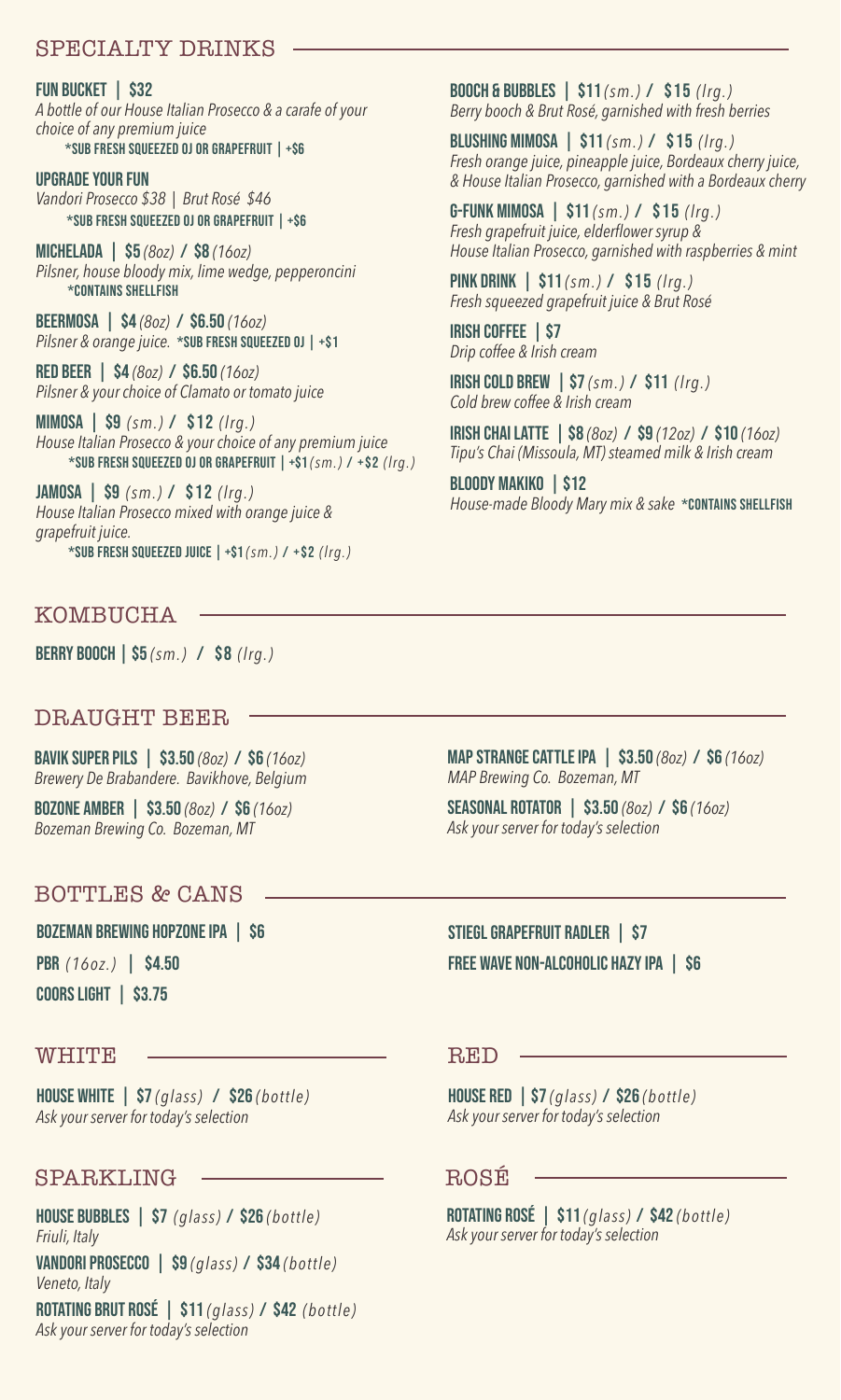## SPECIALTY DRINKS

**FUN BUCKET | $32**
*A bottle of our House Italian Prosecco & a carafe of your choice of any premium juice*
**\*SUB FRESH SQUEEZED OJ OR GRAPEFRUIT | +$6**

**UPGRADE YOUR FUN**
*Vandori Prosecco $38 | Brut Rosé $46*
**\*SUB FRESH SQUEEZED OJ OR GRAPEFRUIT | +$6**

**MICHELADA | $5** *(8oz)* **/ $8** *(16oz)*
*Pilsner, house bloody mix, lime wedge, pepperoncini*
**\*CONTAINS SHELLFISH**

**BEERMOSA | $4** *(8oz)* **/ $6.50** *(16oz)*
*Pilsner & orange juice.* **\*SUB FRESH SQUEEZED OJ | +$1**

**RED BEER | $4** *(8oz)* **/ $6.50** *(16oz)*
*Pilsner & your choice of Clamato or tomato juice*

**MIMOSA | $9** *(sm.)* **/ $12** *(lrg.)*
*House Italian Prosecco & your choice of any premium juice*
**\*SUB FRESH SQUEEZED OJ OR GRAPEFRUIT | +$1** *(sm.)* **/ +$2** *(lrg.)*

**JAMOSA | $9** *(sm.)* **/ $12** *(lrg.)*
*House Italian Prosecco mixed with orange juice & grapefruit juice.*
**\*SUB FRESH SQUEEZED JUICE | +$1** *(sm.)* **/ +$2** *(lrg.)*

**BOOCH & BUBBLES | $11** *(sm.)* **/ $15** *(lrg.)*
*Berry booch & Brut Rosé, garnished with fresh berries*

**BLUSHING MIMOSA | $11** *(sm.)* **/ $15** *(lrg.)*
*Fresh orange juice, pineapple juice, Bordeaux cherry juice, & House Italian Prosecco, garnished with a Bordeaux cherry*

**G-FUNK MIMOSA | $11** *(sm.)* **/ $15** *(lrg.)*
*Fresh grapefruit juice, elderflower syrup & House Italian Prosecco, garnished with raspberries & mint*

**PINK DRINK | $11** *(sm.)* **/ $15** *(lrg.)*
*Fresh squeezed grapefruit juice & Brut Rosé*

**IRISH COFFEE | $7**
*Drip coffee & Irish cream*

**IRISH COLD BREW | $7** *(sm.)* **/ $11** *(lrg.)*
*Cold brew coffee & Irish cream*

**IRISH CHAI LATTE | $8** *(8oz)* **/ $9** *(12oz)* **/ $10** *(16oz)*
*Tipu's Chai (Missoula, MT) steamed milk & Irish cream*

**BLOODY MAKIKO | $12**
*House-made Bloody Mary mix & sake* **\*CONTAINS SHELLFISH**

## KOMBUCHA

**BERRY BOOCH | $5** *(sm.)* **/ $8** *(lrg.)*

## DRAUGHT BEER

**BAVIK SUPER PILS | $3.50** *(8oz)* **/ $6** *(16oz)*
*Brewery De Brabandere. Bavikhove, Belgium*

**BOZONE AMBER | $3.50** *(8oz)* **/ $6** *(16oz)*
*Bozeman Brewing Co. Bozeman, MT*

**MAP STRANGE CATTLE IPA | $3.50** *(8oz)* **/ $6** *(16oz)*
*MAP Brewing Co. Bozeman, MT*

**SEASONAL ROTATOR | $3.50** *(8oz)* **/ $6** *(16oz)*
*Ask your server for today's selection*

## BOTTLES & CANS

**BOZEMAN BREWING HOPZONE IPA | $6**

**PBR** *(16oz.)* **| $4.50**

**COORS LIGHT | $3.75**

**STIEGL GRAPEFRUIT RADLER | $7**

**FREE WAVE NON-ALCOHOLIC HAZY IPA | $6**

## WHITE

**HOUSE WHITE | $7** *(glass)* **/ $26** *(bottle)*
*Ask your server for today's selection*

## SPARKLING

**HOUSE BUBBLES | $7** *(glass)* **/ $26** *(bottle)*
*Friuli, Italy*

**VANDORI PROSECCO | $9** *(glass)* **/ $34** *(bottle)*
*Veneto, Italy*

**ROTATING BRUT ROSÉ | $11** *(glass)* **/ $42** *(bottle)*
*Ask your server for today's selection*

## RED

**HOUSE RED | $7** *(glass)* **/ $26** *(bottle)*
*Ask your server for today's selection*

## ROSÉ

**ROTATING ROSÉ | $11** *(glass)* **/ $42** *(bottle)*
*Ask your server for today's selection*